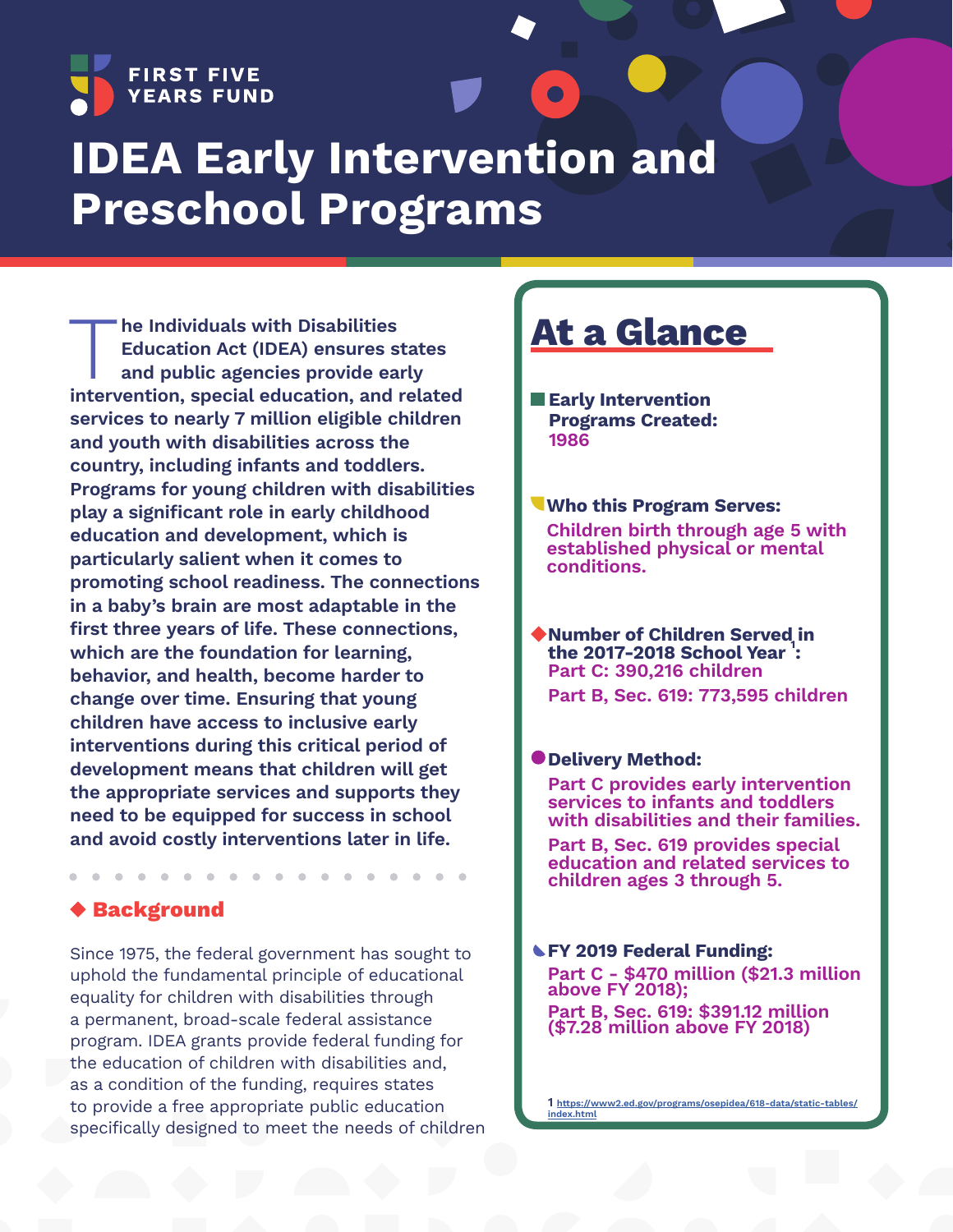FIRST FIVE YEARS FUND

# IDEA Early Intervention and Preschool Programs

**The Individuals with Disabilities Education Act (IDEA) ensures states and public agencies provide early intervention, special education, and related services to nearly 7 million eligible children and youth with disabilities across the country, including infants and toddlers. Programs for young children with disabilities play a significant role in early childhood education and development, which is particularly salient when it comes to promoting school readiness. The connections in a baby's brain are most adaptable in the first three years of life. These connections, which are the foundation for learning, behavior, and health, become harder to change over time. Ensuring that young children have access to inclusive early interventions during this critical period of development means that children will get the appropriate services and supports they need to be equipped for success in school and avoid costly interventions later in life.**

## Background

Since 1975, the federal government has sought to uphold the fundamental principle of educational equality for children with disabilities through a permanent, broad-scale federal assistance program. IDEA grants provide federal funding for the education of children with disabilities and, as a condition of the funding, requires states to provide a free appropriate public education specifically designed to meet the needs of children

## At a Glance

**Early Intervention Programs Created:**
1986

**Who this Program Serves:**
Children birth through age 5 with established physical or mental conditions.

**Number of Children Served in the 2017-2018 School Year[1]:**
Part C: 390,216 children
Part B, Sec. 619: 773,595 children

**Delivery Method:**
Part C provides early intervention services to infants and toddlers with disabilities and their families.
Part B, Sec. 619 provides special education and related services to children ages 3 through 5.

**FY 2019 Federal Funding:**
Part C - $470 million ($21.3 million above FY 2018);
Part B, Sec. 619: $391.12 million ($7.28 million above FY 2018)

1 https://www2.ed.gov/programs/osepidea/618-data/static-tables/index.html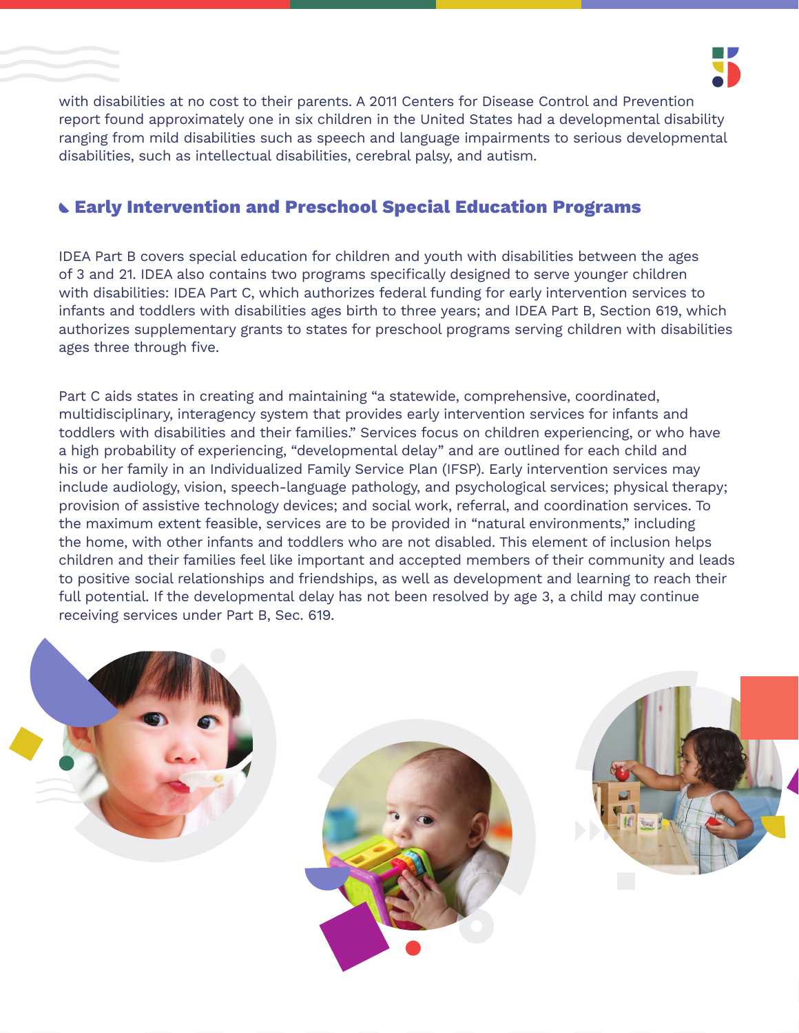with disabilities at no cost to their parents. A 2011 Centers for Disease Control and Prevention report found approximately one in six children in the United States had a developmental disability ranging from mild disabilities such as speech and language impairments to serious developmental disabilities, such as intellectual disabilities, cerebral palsy, and autism.

## Early Intervention and Preschool Special Education Programs

IDEA Part B covers special education for children and youth with disabilities between the ages of 3 and 21. IDEA also contains two programs specifically designed to serve younger children with disabilities: IDEA Part C, which authorizes federal funding for early intervention services to infants and toddlers with disabilities ages birth to three years; and IDEA Part B, Section 619, which authorizes supplementary grants to states for preschool programs serving children with disabilities ages three through five.

Part C aids states in creating and maintaining "a statewide, comprehensive, coordinated, multidisciplinary, interagency system that provides early intervention services for infants and toddlers with disabilities and their families." Services focus on children experiencing, or who have a high probability of experiencing, "developmental delay" and are outlined for each child and his or her family in an Individualized Family Service Plan (IFSP). Early intervention services may include audiology, vision, speech-language pathology, and psychological services; physical therapy; provision of assistive technology devices; and social work, referral, and coordination services. To the maximum extent feasible, services are to be provided in "natural environments," including the home, with other infants and toddlers who are not disabled. This element of inclusion helps children and their families feel like important and accepted members of their community and leads to positive social relationships and friendships, as well as development and learning to reach their full potential. If the developmental delay has not been resolved by age 3, a child may continue receiving services under Part B, Sec. 619.